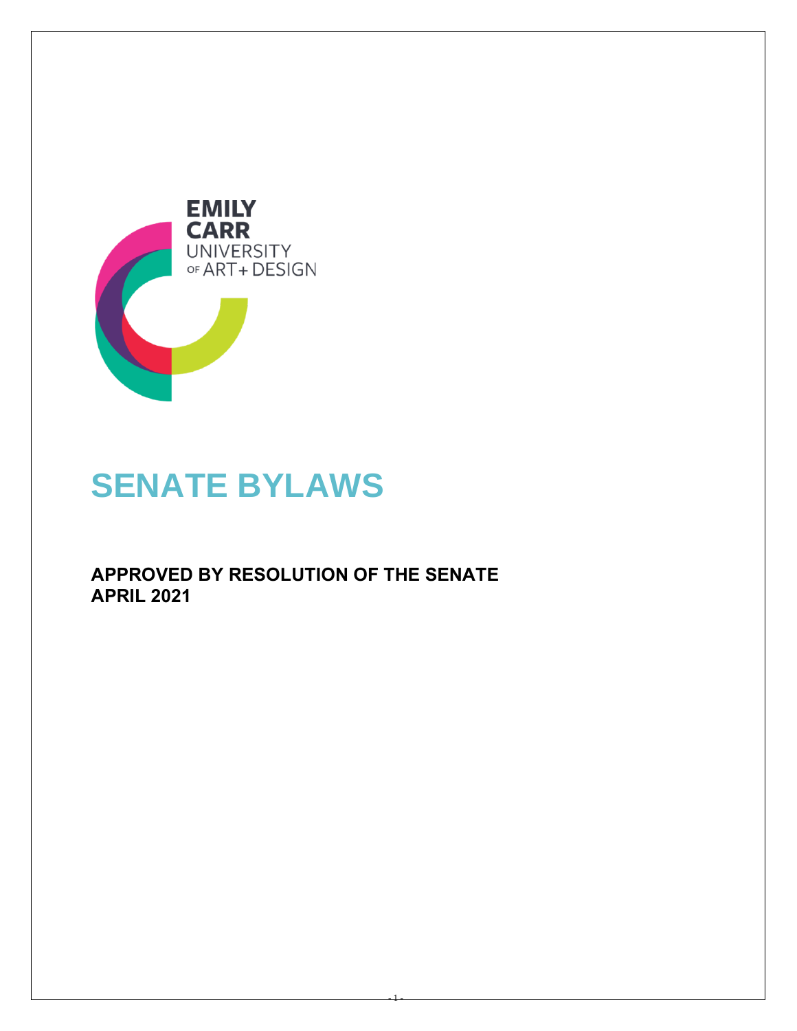EMILY CARR UNIVERSITY OF ART + DESIGN

# SENATE BYLAWS

**APPROVED BY RESOLUTION OF THE SENATE**
**APRIL 2021**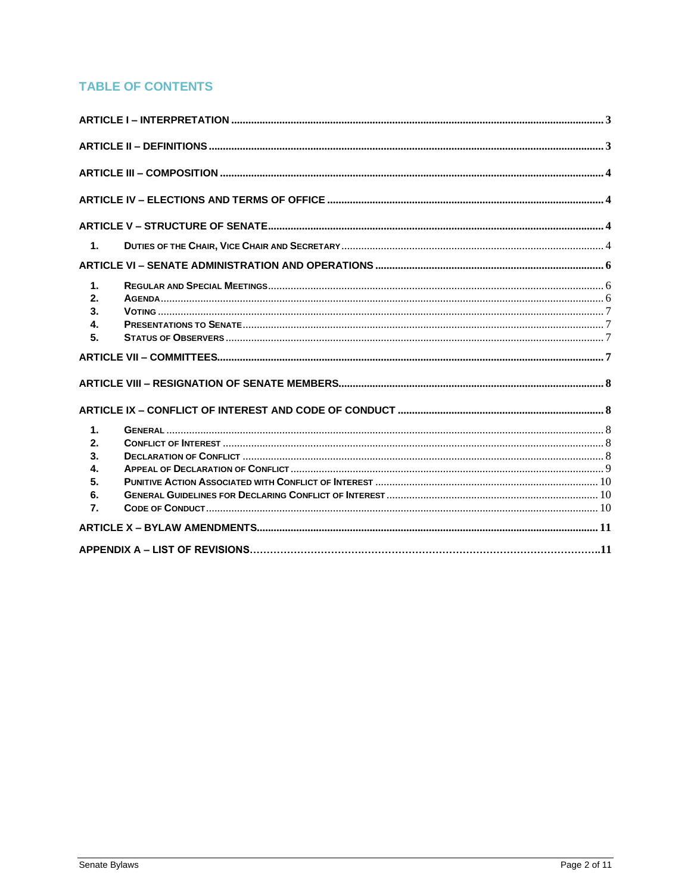# TABLE OF CONTENTS

**ARTICLE I – INTERPRETATION** .................... 3

**ARTICLE II – DEFINITIONS** .................... 3

**ARTICLE III – COMPOSITION** .................... 4

**ARTICLE IV – ELECTIONS AND TERMS OF OFFICE** .................... 4

**ARTICLE V – STRUCTURE OF SENATE** .................... 4

1. **Duties of the Chair, Vice Chair and Secretary** .................... 4

**ARTICLE VI – SENATE ADMINISTRATION AND OPERATIONS** .................... 6

1. **Regular and Special Meetings** .................... 6
2. **Agenda** .................... 6
3. **Voting** .................... 7
4. **Presentations to Senate** .................... 7
5. **Status of Observers** .................... 7

**ARTICLE VII – COMMITTEES** .................... 7

**ARTICLE VIII – RESIGNATION OF SENATE MEMBERS** .................... 8

**ARTICLE IX – CONFLICT OF INTEREST AND CODE OF CONDUCT** .................... 8

1. **General** .................... 8
2. **Conflict of Interest** .................... 8
3. **Declaration of Conflict** .................... 8
4. **Appeal of Declaration of Conflict** .................... 9
5. **Punitive Action Associated with Conflict of Interest** .................... 10
6. **General Guidelines for Declaring Conflict of Interest** .................... 10
7. **Code of Conduct** .................... 10

**ARTICLE X – BYLAW AMENDMENTS** .................... 11

**APPENDIX A – LIST OF REVISIONS** .................... 11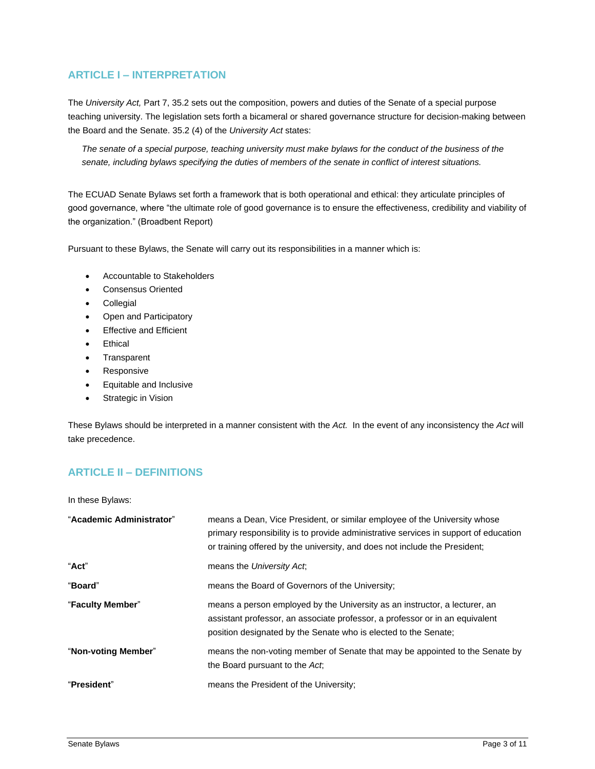## ARTICLE I – INTERPRETATION

The *University Act,* Part 7, 35.2 sets out the composition, powers and duties of the Senate of a special purpose teaching university. The legislation sets forth a bicameral or shared governance structure for decision-making between the Board and the Senate. 35.2 (4) of the *University Act* states:

> *The senate of a special purpose, teaching university must make bylaws for the conduct of the business of the senate, including bylaws specifying the duties of members of the senate in conflict of interest situations.*

The ECUAD Senate Bylaws set forth a framework that is both operational and ethical: they articulate principles of good governance, where "the ultimate role of good governance is to ensure the effectiveness, credibility and viability of the organization." (Broadbent Report)

Pursuant to these Bylaws, the Senate will carry out its responsibilities in a manner which is:

- Accountable to Stakeholders
- Consensus Oriented
- Collegial
- Open and Participatory
- Effective and Efficient
- Ethical
- Transparent
- Responsive
- Equitable and Inclusive
- Strategic in Vision

These Bylaws should be interpreted in a manner consistent with the *Act.* In the event of any inconsistency the *Act* will take precedence.

## ARTICLE II – DEFINITIONS

In these Bylaws:

| | |
|---|---|
| "**Academic Administrator**" | means a Dean, Vice President, or similar employee of the University whose primary responsibility is to provide administrative services in support of education or training offered by the university, and does not include the President; |
| "**Act**" | means the *University Act*; |
| "**Board**" | means the Board of Governors of the University; |
| "**Faculty Member**" | means a person employed by the University as an instructor, a lecturer, an assistant professor, an associate professor, a professor or in an equivalent position designated by the Senate who is elected to the Senate; |
| "**Non-voting Member**" | means the non-voting member of Senate that may be appointed to the Senate by the Board pursuant to the *Act*; |
| "**President**" | means the President of the University; |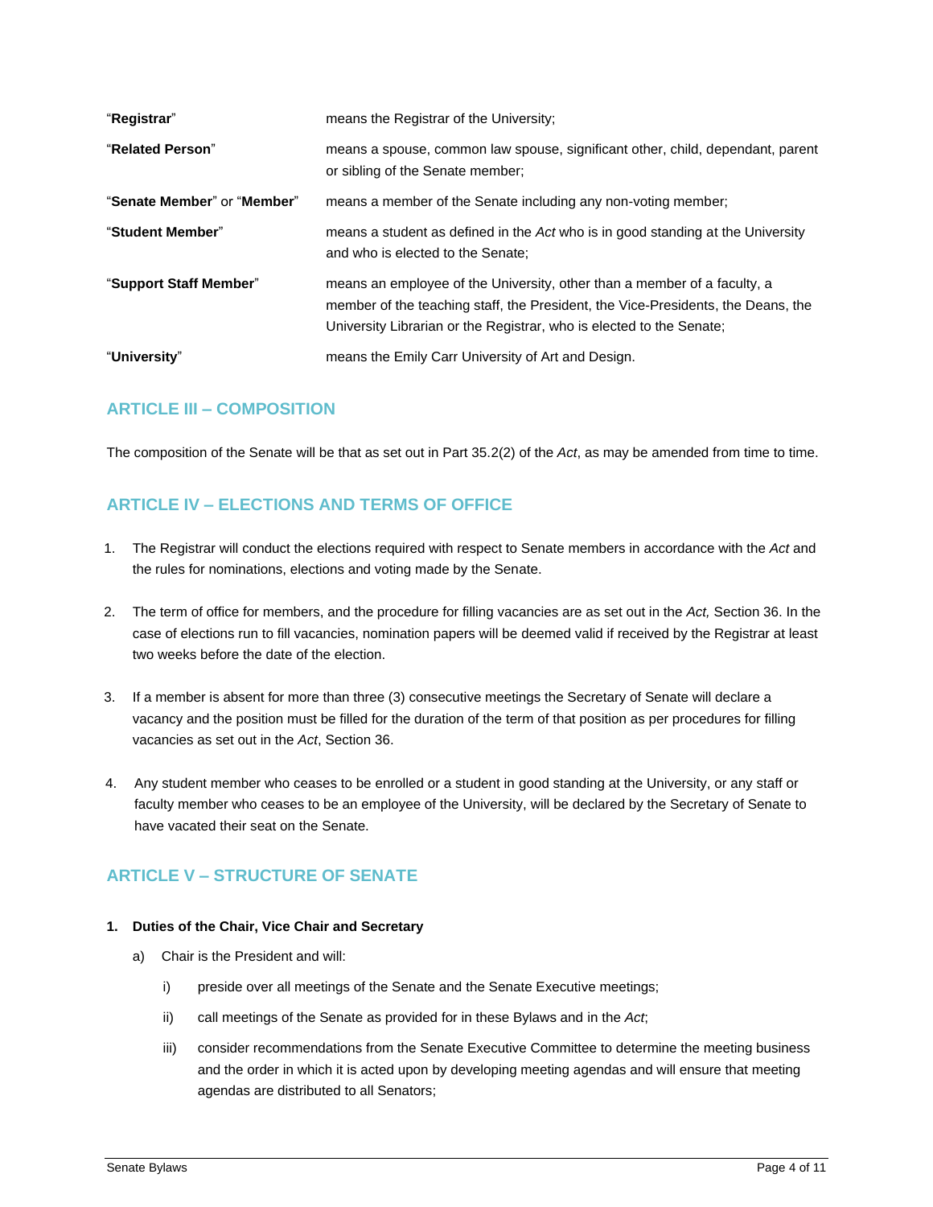| | |
|---|---|
| "**Registrar**" | means the Registrar of the University; |
| "**Related Person**" | means a spouse, common law spouse, significant other, child, dependant, parent or sibling of the Senate member; |
| "**Senate Member**" or "**Member**" | means a member of the Senate including any non-voting member; |
| "**Student Member**" | means a student as defined in the *Act* who is in good standing at the University and who is elected to the Senate; |
| "**Support Staff Member**" | means an employee of the University, other than a member of a faculty, a member of the teaching staff, the President, the Vice-Presidents, the Deans, the University Librarian or the Registrar, who is elected to the Senate; |
| "**University**" | means the Emily Carr University of Art and Design. |

## ARTICLE III – COMPOSITION

The composition of the Senate will be that as set out in Part 35.2(2) of the *Act*, as may be amended from time to time.

## ARTICLE IV – ELECTIONS AND TERMS OF OFFICE

1. The Registrar will conduct the elections required with respect to Senate members in accordance with the *Act* and the rules for nominations, elections and voting made by the Senate.

2. The term of office for members, and the procedure for filling vacancies are as set out in the *Act,* Section 36. In the case of elections run to fill vacancies, nomination papers will be deemed valid if received by the Registrar at least two weeks before the date of the election.

3. If a member is absent for more than three (3) consecutive meetings the Secretary of Senate will declare a vacancy and the position must be filled for the duration of the term of that position as per procedures for filling vacancies as set out in the *Act*, Section 36.

4. Any student member who ceases to be enrolled or a student in good standing at the University, or any staff or faculty member who ceases to be an employee of the University, will be declared by the Secretary of Senate to have vacated their seat on the Senate.

## ARTICLE V – STRUCTURE OF SENATE

**1. Duties of the Chair, Vice Chair and Secretary**

a) Chair is the President and will:

   i) preside over all meetings of the Senate and the Senate Executive meetings;

   ii) call meetings of the Senate as provided for in these Bylaws and in the *Act*;

   iii) consider recommendations from the Senate Executive Committee to determine the meeting business and the order in which it is acted upon by developing meeting agendas and will ensure that meeting agendas are distributed to all Senators;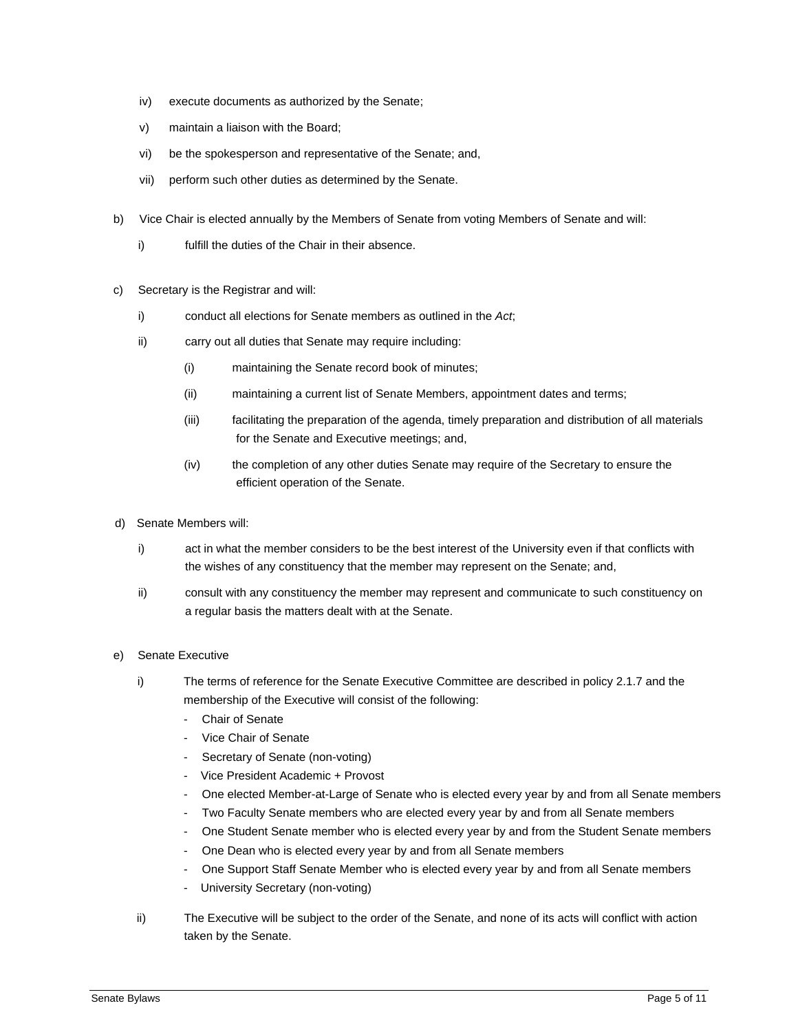iv) execute documents as authorized by the Senate;

v) maintain a liaison with the Board;

vi) be the spokesperson and representative of the Senate; and,

vii) perform such other duties as determined by the Senate.

b) Vice Chair is elected annually by the Members of Senate from voting Members of Senate and will:

   i) fulfill the duties of the Chair in their absence.

c) Secretary is the Registrar and will:

   i) conduct all elections for Senate members as outlined in the *Act*;

   ii) carry out all duties that Senate may require including:

      (i) maintaining the Senate record book of minutes;

      (ii) maintaining a current list of Senate Members, appointment dates and terms;

      (iii) facilitating the preparation of the agenda, timely preparation and distribution of all materials for the Senate and Executive meetings; and,

      (iv) the completion of any other duties Senate may require of the Secretary to ensure the efficient operation of the Senate.

d) Senate Members will:

   i) act in what the member considers to be the best interest of the University even if that conflicts with the wishes of any constituency that the member may represent on the Senate; and,

   ii) consult with any constituency the member may represent and communicate to such constituency on a regular basis the matters dealt with at the Senate.

e) Senate Executive

   i) The terms of reference for the Senate Executive Committee are described in policy 2.1.7 and the membership of the Executive will consist of the following:

      - Chair of Senate
      - Vice Chair of Senate
      - Secretary of Senate (non-voting)
      - Vice President Academic + Provost
      - One elected Member-at-Large of Senate who is elected every year by and from all Senate members
      - Two Faculty Senate members who are elected every year by and from all Senate members
      - One Student Senate member who is elected every year by and from the Student Senate members
      - One Dean who is elected every year by and from all Senate members
      - One Support Staff Senate Member who is elected every year by and from all Senate members
      - University Secretary (non-voting)

   ii) The Executive will be subject to the order of the Senate, and none of its acts will conflict with action taken by the Senate.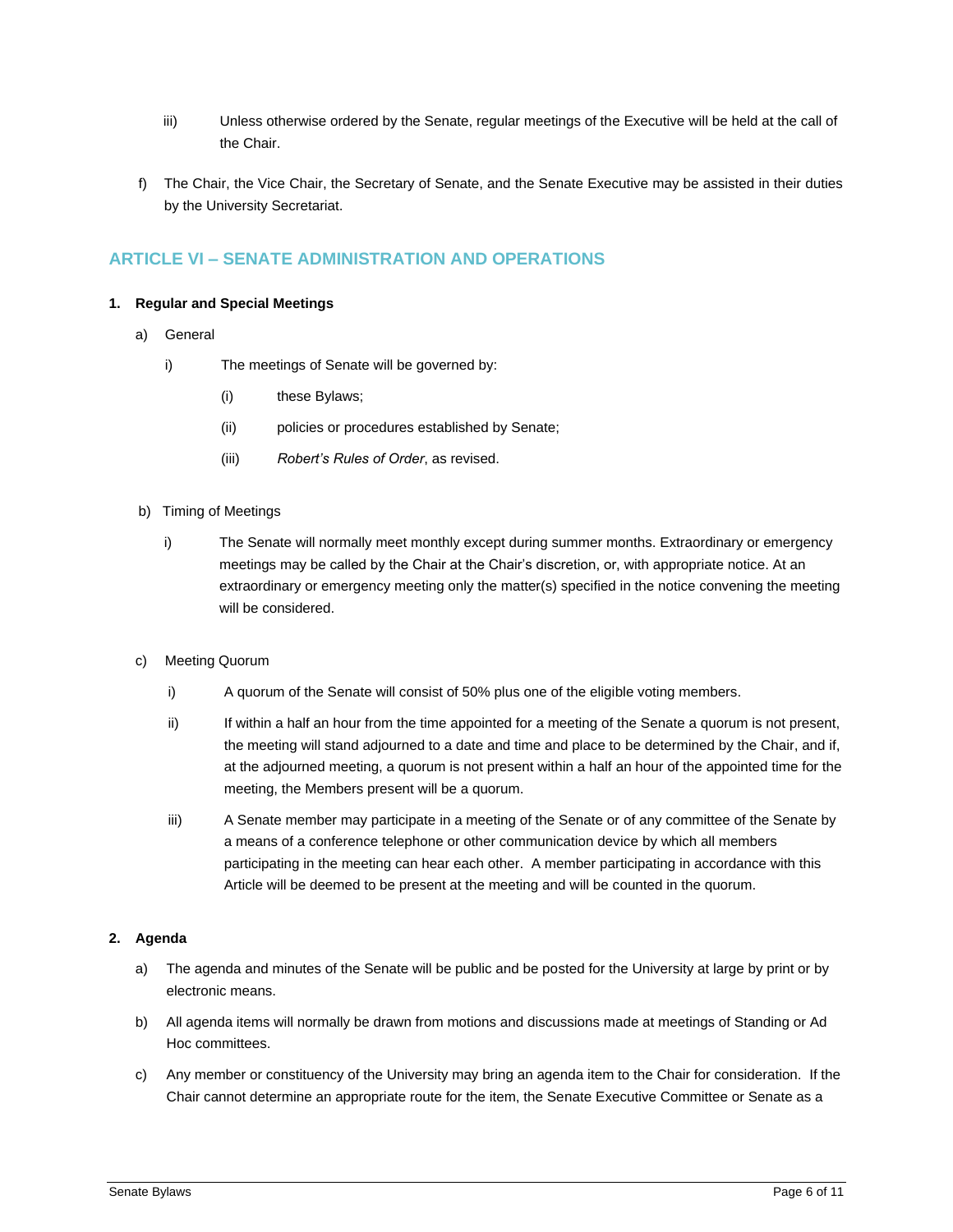iii) Unless otherwise ordered by the Senate, regular meetings of the Executive will be held at the call of the Chair.

f) The Chair, the Vice Chair, the Secretary of Senate, and the Senate Executive may be assisted in their duties by the University Secretariat.

## ARTICLE VI – SENATE ADMINISTRATION AND OPERATIONS

### 1. Regular and Special Meetings

a) General

i) The meetings of Senate will be governed by:

(i) these Bylaws;

(ii) policies or procedures established by Senate;

(iii) *Robert's Rules of Order*, as revised.

b) Timing of Meetings

i) The Senate will normally meet monthly except during summer months. Extraordinary or emergency meetings may be called by the Chair at the Chair's discretion, or, with appropriate notice. At an extraordinary or emergency meeting only the matter(s) specified in the notice convening the meeting will be considered.

c) Meeting Quorum

i) A quorum of the Senate will consist of 50% plus one of the eligible voting members.

ii) If within a half an hour from the time appointed for a meeting of the Senate a quorum is not present, the meeting will stand adjourned to a date and time and place to be determined by the Chair, and if, at the adjourned meeting, a quorum is not present within a half an hour of the appointed time for the meeting, the Members present will be a quorum.

iii) A Senate member may participate in a meeting of the Senate or of any committee of the Senate by a means of a conference telephone or other communication device by which all members participating in the meeting can hear each other. A member participating in accordance with this Article will be deemed to be present at the meeting and will be counted in the quorum.

### 2. Agenda

a) The agenda and minutes of the Senate will be public and be posted for the University at large by print or by electronic means.

b) All agenda items will normally be drawn from motions and discussions made at meetings of Standing or Ad Hoc committees.

c) Any member or constituency of the University may bring an agenda item to the Chair for consideration. If the Chair cannot determine an appropriate route for the item, the Senate Executive Committee or Senate as a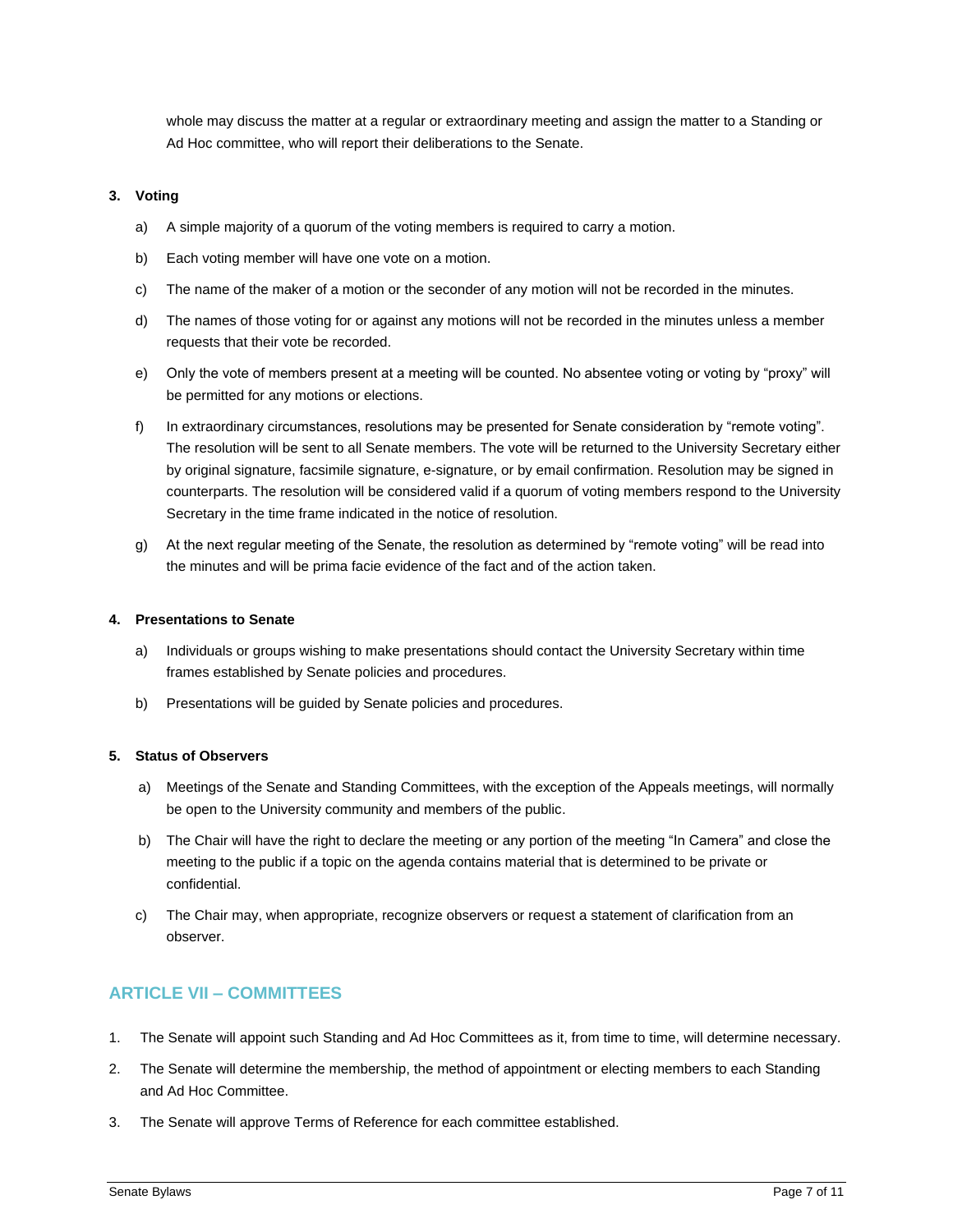whole may discuss the matter at a regular or extraordinary meeting and assign the matter to a Standing or Ad Hoc committee, who will report their deliberations to the Senate.

**3. Voting**

a) A simple majority of a quorum of the voting members is required to carry a motion.

b) Each voting member will have one vote on a motion.

c) The name of the maker of a motion or the seconder of any motion will not be recorded in the minutes.

d) The names of those voting for or against any motions will not be recorded in the minutes unless a member requests that their vote be recorded.

e) Only the vote of members present at a meeting will be counted. No absentee voting or voting by "proxy" will be permitted for any motions or elections.

f) In extraordinary circumstances, resolutions may be presented for Senate consideration by "remote voting". The resolution will be sent to all Senate members. The vote will be returned to the University Secretary either by original signature, facsimile signature, e-signature, or by email confirmation. Resolution may be signed in counterparts. The resolution will be considered valid if a quorum of voting members respond to the University Secretary in the time frame indicated in the notice of resolution.

g) At the next regular meeting of the Senate, the resolution as determined by "remote voting" will be read into the minutes and will be prima facie evidence of the fact and of the action taken.

**4. Presentations to Senate**

a) Individuals or groups wishing to make presentations should contact the University Secretary within time frames established by Senate policies and procedures.

b) Presentations will be guided by Senate policies and procedures.

**5. Status of Observers**

a) Meetings of the Senate and Standing Committees, with the exception of the Appeals meetings, will normally be open to the University community and members of the public.

b) The Chair will have the right to declare the meeting or any portion of the meeting "In Camera" and close the meeting to the public if a topic on the agenda contains material that is determined to be private or confidential.

c) The Chair may, when appropriate, recognize observers or request a statement of clarification from an observer.

## ARTICLE VII – COMMITTEES

1. The Senate will appoint such Standing and Ad Hoc Committees as it, from time to time, will determine necessary.
2. The Senate will determine the membership, the method of appointment or electing members to each Standing and Ad Hoc Committee.
3. The Senate will approve Terms of Reference for each committee established.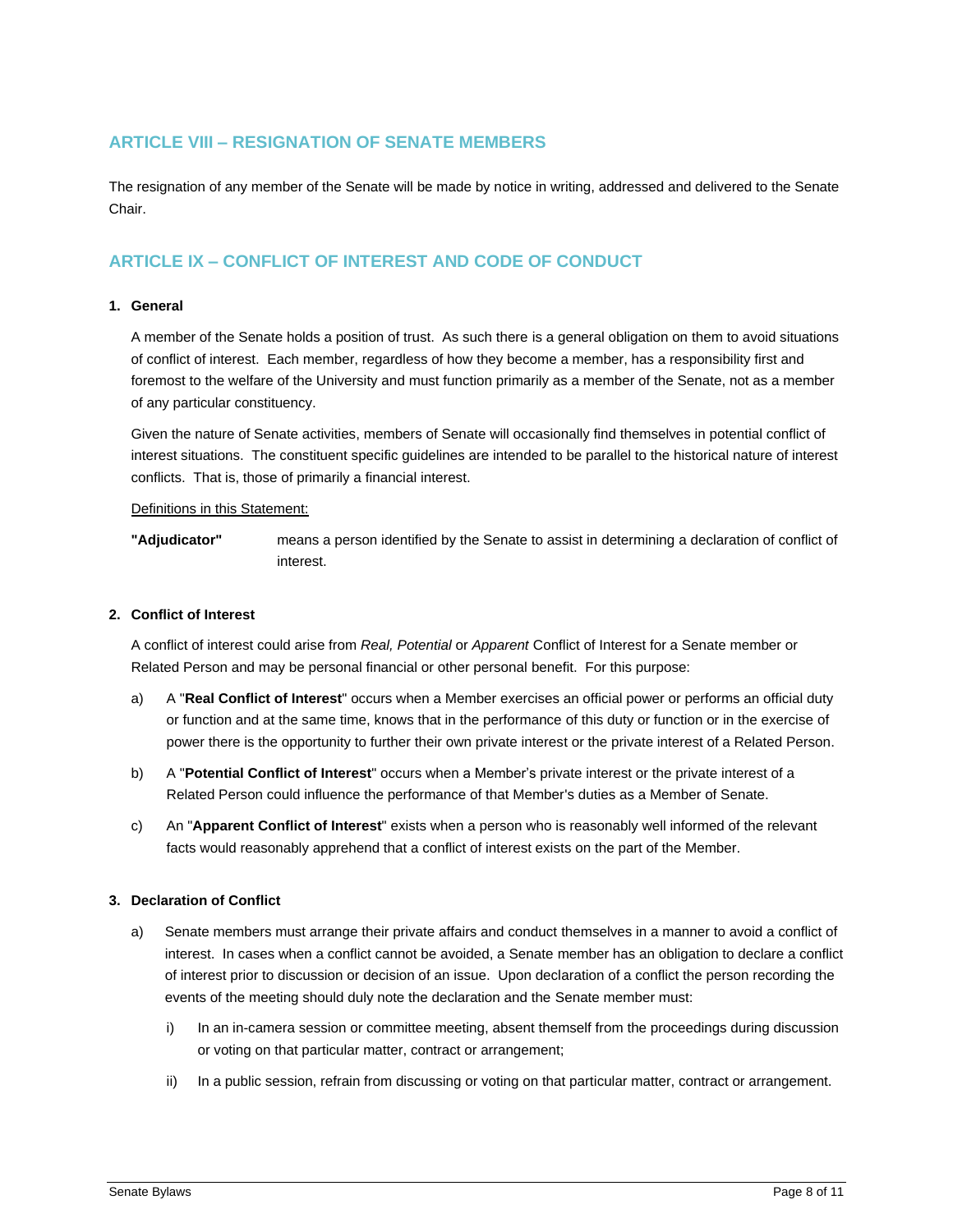## ARTICLE VIII – RESIGNATION OF SENATE MEMBERS

The resignation of any member of the Senate will be made by notice in writing, addressed and delivered to the Senate Chair.

## ARTICLE IX – CONFLICT OF INTEREST AND CODE OF CONDUCT

### 1. General

A member of the Senate holds a position of trust. As such there is a general obligation on them to avoid situations of conflict of interest. Each member, regardless of how they become a member, has a responsibility first and foremost to the welfare of the University and must function primarily as a member of the Senate, not as a member of any particular constituency.

Given the nature of Senate activities, members of Senate will occasionally find themselves in potential conflict of interest situations. The constituent specific guidelines are intended to be parallel to the historical nature of interest conflicts. That is, those of primarily a financial interest.

Definitions in this Statement:

**"Adjudicator"** means a person identified by the Senate to assist in determining a declaration of conflict of interest.

### 2. Conflict of Interest

A conflict of interest could arise from *Real, Potential* or *Apparent* Conflict of Interest for a Senate member or Related Person and may be personal financial or other personal benefit. For this purpose:

a) A "**Real Conflict of Interest**" occurs when a Member exercises an official power or performs an official duty or function and at the same time, knows that in the performance of this duty or function or in the exercise of power there is the opportunity to further their own private interest or the private interest of a Related Person.

b) A "**Potential Conflict of Interest**" occurs when a Member's private interest or the private interest of a Related Person could influence the performance of that Member's duties as a Member of Senate.

c) An "**Apparent Conflict of Interest**" exists when a person who is reasonably well informed of the relevant facts would reasonably apprehend that a conflict of interest exists on the part of the Member.

### 3. Declaration of Conflict

a) Senate members must arrange their private affairs and conduct themselves in a manner to avoid a conflict of interest. In cases when a conflict cannot be avoided, a Senate member has an obligation to declare a conflict of interest prior to discussion or decision of an issue. Upon declaration of a conflict the person recording the events of the meeting should duly note the declaration and the Senate member must:

   i) In an in-camera session or committee meeting, absent themself from the proceedings during discussion or voting on that particular matter, contract or arrangement;

   ii) In a public session, refrain from discussing or voting on that particular matter, contract or arrangement.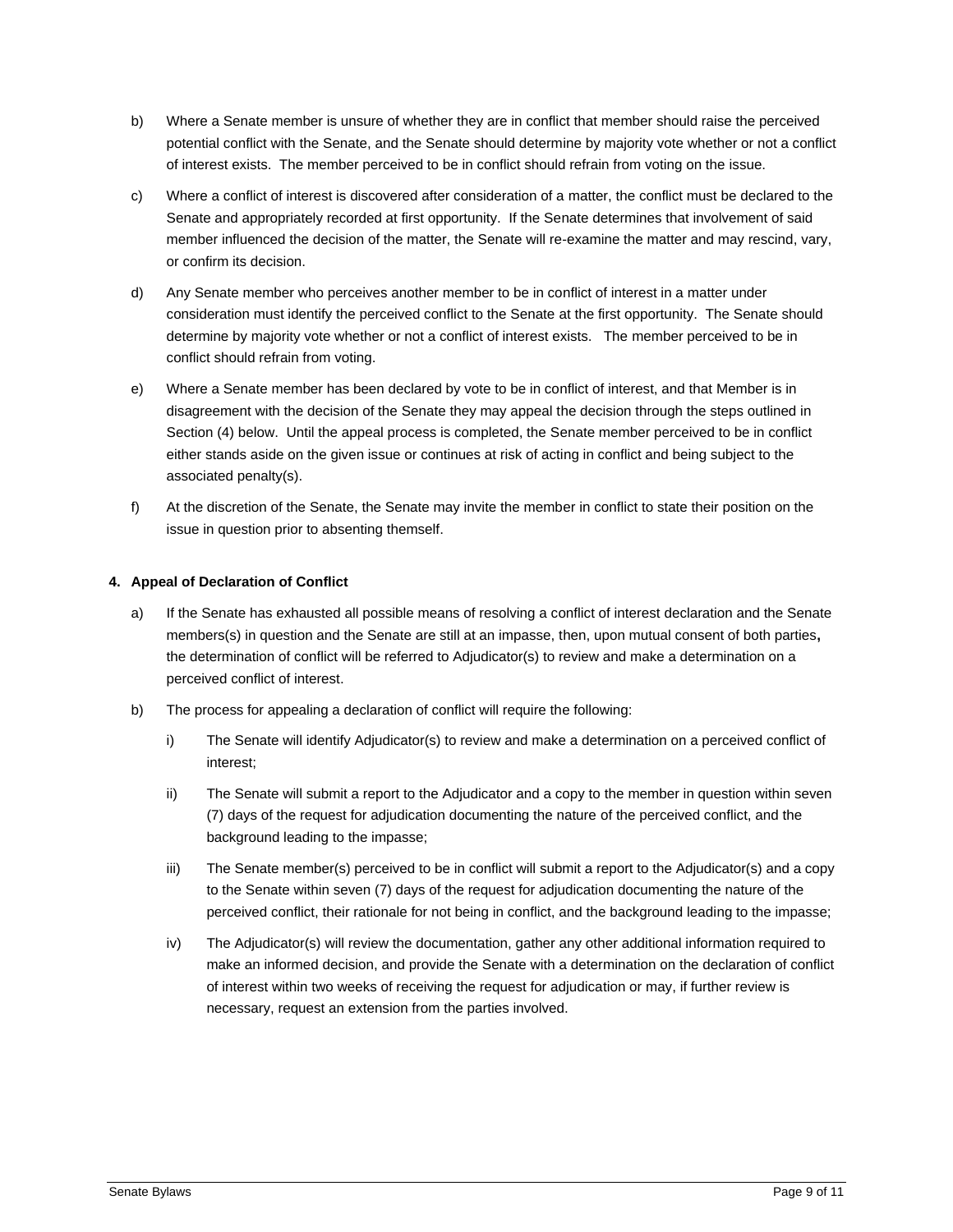b) Where a Senate member is unsure of whether they are in conflict that member should raise the perceived potential conflict with the Senate, and the Senate should determine by majority vote whether or not a conflict of interest exists. The member perceived to be in conflict should refrain from voting on the issue.

c) Where a conflict of interest is discovered after consideration of a matter, the conflict must be declared to the Senate and appropriately recorded at first opportunity. If the Senate determines that involvement of said member influenced the decision of the matter, the Senate will re-examine the matter and may rescind, vary, or confirm its decision.

d) Any Senate member who perceives another member to be in conflict of interest in a matter under consideration must identify the perceived conflict to the Senate at the first opportunity. The Senate should determine by majority vote whether or not a conflict of interest exists. The member perceived to be in conflict should refrain from voting.

e) Where a Senate member has been declared by vote to be in conflict of interest, and that Member is in disagreement with the decision of the Senate they may appeal the decision through the steps outlined in Section (4) below. Until the appeal process is completed, the Senate member perceived to be in conflict either stands aside on the given issue or continues at risk of acting in conflict and being subject to the associated penalty(s).

f) At the discretion of the Senate, the Senate may invite the member in conflict to state their position on the issue in question prior to absenting themself.

**4. Appeal of Declaration of Conflict**

a) If the Senate has exhausted all possible means of resolving a conflict of interest declaration and the Senate members(s) in question and the Senate are still at an impasse, then, upon mutual consent of both parties**,** the determination of conflict will be referred to Adjudicator(s) to review and make a determination on a perceived conflict of interest.

b) The process for appealing a declaration of conflict will require the following:

   i) The Senate will identify Adjudicator(s) to review and make a determination on a perceived conflict of interest;

   ii) The Senate will submit a report to the Adjudicator and a copy to the member in question within seven (7) days of the request for adjudication documenting the nature of the perceived conflict, and the background leading to the impasse;

   iii) The Senate member(s) perceived to be in conflict will submit a report to the Adjudicator(s) and a copy to the Senate within seven (7) days of the request for adjudication documenting the nature of the perceived conflict, their rationale for not being in conflict, and the background leading to the impasse;

   iv) The Adjudicator(s) will review the documentation, gather any other additional information required to make an informed decision, and provide the Senate with a determination on the declaration of conflict of interest within two weeks of receiving the request for adjudication or may, if further review is necessary, request an extension from the parties involved.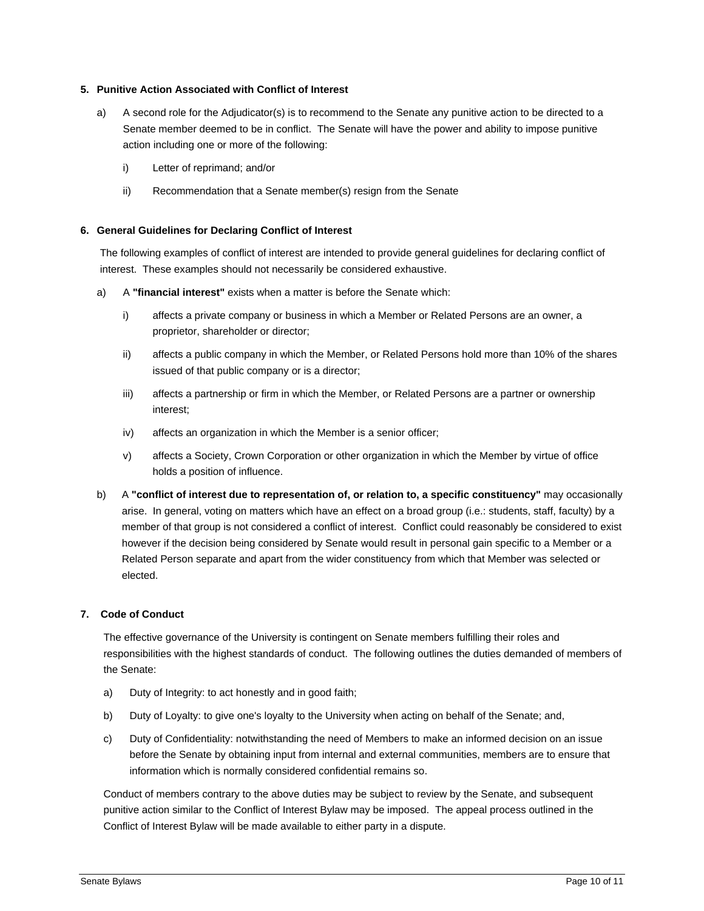## 5. Punitive Action Associated with Conflict of Interest

a) A second role for the Adjudicator(s) is to recommend to the Senate any punitive action to be directed to a Senate member deemed to be in conflict. The Senate will have the power and ability to impose punitive action including one or more of the following:

   i) Letter of reprimand; and/or

   ii) Recommendation that a Senate member(s) resign from the Senate

## 6. General Guidelines for Declaring Conflict of Interest

The following examples of conflict of interest are intended to provide general guidelines for declaring conflict of interest. These examples should not necessarily be considered exhaustive.

a) A **"financial interest"** exists when a matter is before the Senate which:

   i) affects a private company or business in which a Member or Related Persons are an owner, a proprietor, shareholder or director;

   ii) affects a public company in which the Member, or Related Persons hold more than 10% of the shares issued of that public company or is a director;

   iii) affects a partnership or firm in which the Member, or Related Persons are a partner or ownership interest;

   iv) affects an organization in which the Member is a senior officer;

   v) affects a Society, Crown Corporation or other organization in which the Member by virtue of office holds a position of influence.

b) A **"conflict of interest due to representation of, or relation to, a specific constituency"** may occasionally arise. In general, voting on matters which have an effect on a broad group (i.e.: students, staff, faculty) by a member of that group is not considered a conflict of interest. Conflict could reasonably be considered to exist however if the decision being considered by Senate would result in personal gain specific to a Member or a Related Person separate and apart from the wider constituency from which that Member was selected or elected.

## 7. Code of Conduct

The effective governance of the University is contingent on Senate members fulfilling their roles and responsibilities with the highest standards of conduct. The following outlines the duties demanded of members of the Senate:

a) Duty of Integrity: to act honestly and in good faith;

b) Duty of Loyalty: to give one's loyalty to the University when acting on behalf of the Senate; and,

c) Duty of Confidentiality: notwithstanding the need of Members to make an informed decision on an issue before the Senate by obtaining input from internal and external communities, members are to ensure that information which is normally considered confidential remains so.

Conduct of members contrary to the above duties may be subject to review by the Senate, and subsequent punitive action similar to the Conflict of Interest Bylaw may be imposed. The appeal process outlined in the Conflict of Interest Bylaw will be made available to either party in a dispute.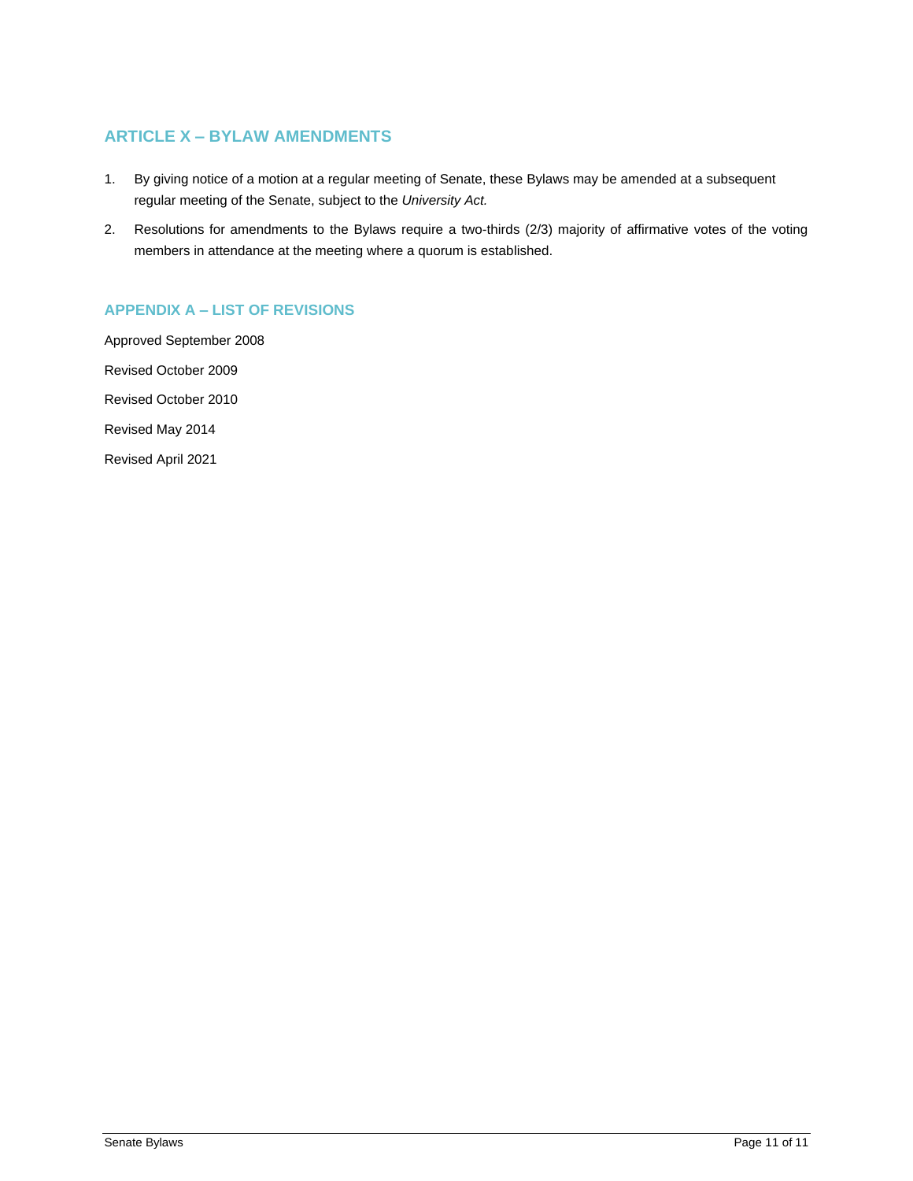## ARTICLE X – BYLAW AMENDMENTS

1. By giving notice of a motion at a regular meeting of Senate, these Bylaws may be amended at a subsequent regular meeting of the Senate, subject to the *University Act.*
2. Resolutions for amendments to the Bylaws require a two-thirds (2/3) majority of affirmative votes of the voting members in attendance at the meeting where a quorum is established.

## APPENDIX A – LIST OF REVISIONS

Approved September 2008

Revised October 2009

Revised October 2010

Revised May 2014

Revised April 2021